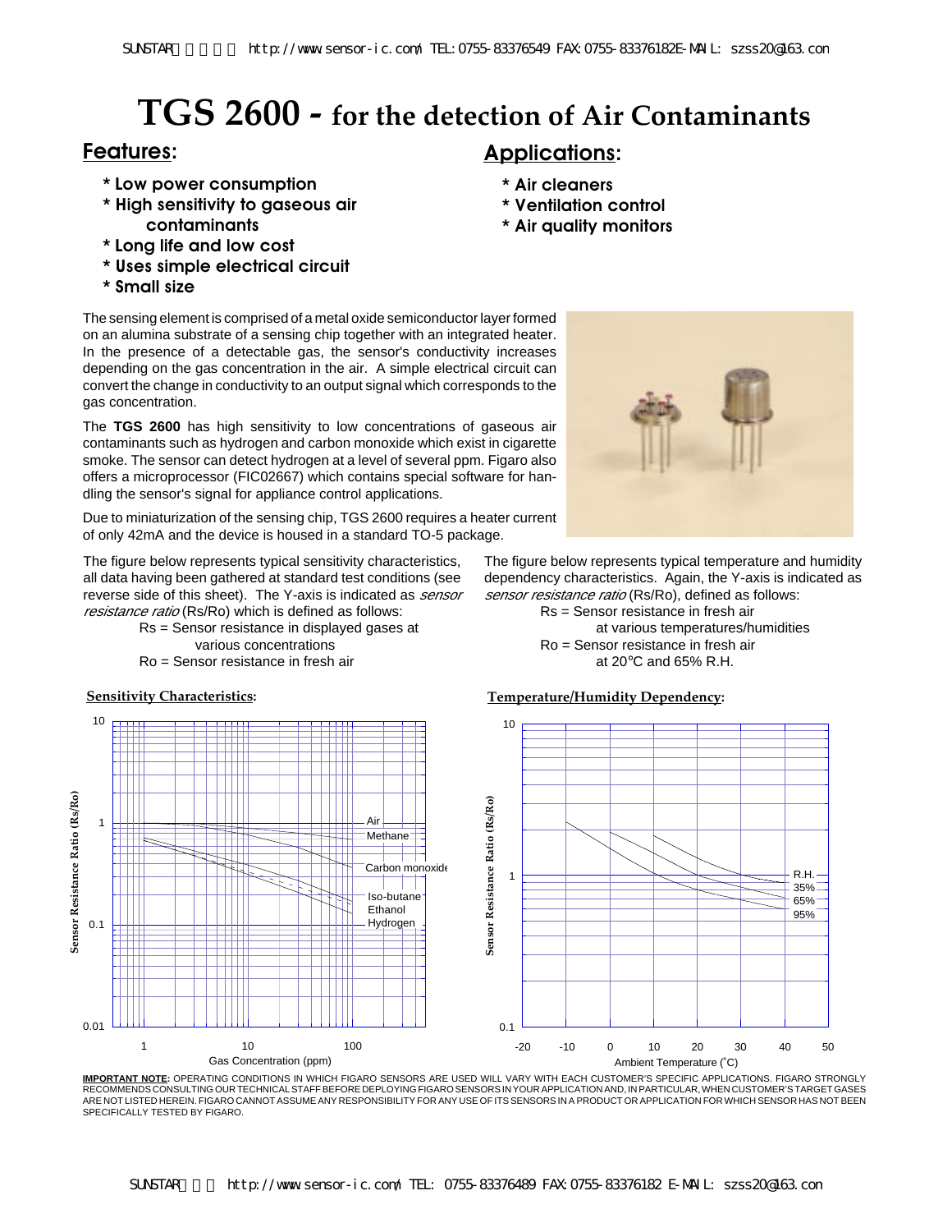# TGS 2600 - for the detection of Air Contaminants

## Features:

* Low power consumption
* High sensitivity to gaseous air contaminants
* Long life and low cost
* Uses simple electrical circuit
* Small size

## Applications:

* Air cleaners
* Ventilation control
* Air quality monitors

The sensing element is comprised of a metal oxide semiconductor layer formed on an alumina substrate of a sensing chip together with an integrated heater. In the presence of a detectable gas, the sensor's conductivity increases depending on the gas concentration in the air. A simple electrical circuit can convert the change in conductivity to an output signal which corresponds to the gas concentration.

The **TGS 2600** has high sensitivity to low concentrations of gaseous air contaminants such as hydrogen and carbon monoxide which exist in cigarette smoke. The sensor can detect hydrogen at a level of several ppm. Figaro also offers a microprocessor (FIC02667) which contains special software for handling the sensor's signal for appliance control applications.

Due to miniaturization of the sensing chip, TGS 2600 requires a heater current of only 42mA and the device is housed in a standard TO-5 package.

The figure below represents typical sensitivity characteristics, all data having been gathered at standard test conditions (see reverse side of this sheet). The Y-axis is indicated as *sensor resistance ratio* (Rs/Ro) which is defined as follows:

Rs = Sensor resistance in displayed gases at various concentrations
Ro = Sensor resistance in fresh air

The figure below represents typical temperature and humidity dependency characteristics. Again, the Y-axis is indicated as *sensor resistance ratio* (Rs/Ro), defined as follows:

Rs = Sensor resistance in fresh air at various temperatures/humidities
Ro = Sensor resistance in fresh air at 20°C and 65% R.H.

**Sensitivity Characteristics:**

**Temperature/Humidity Dependency:**

**IMPORTANT NOTE:** OPERATING CONDITIONS IN WHICH FIGARO SENSORS ARE USED WILL VARY WITH EACH CUSTOMER'S SPECIFIC APPLICATIONS. FIGARO STRONGLY RECOMMENDS CONSULTING OUR TECHNICAL STAFF BEFORE DEPLOYING FIGARO SENSORS IN YOUR APPLICATION AND, IN PARTICULAR, WHEN CUSTOMER'S TARGET GASES ARE NOT LISTED HEREIN. FIGARO CANNOT ASSUME ANY RESPONSIBILITY FOR ANY USE OF ITS SENSORS IN A PRODUCT OR APPLICATION FOR WHICH SENSOR HAS NOT BEEN SPECIFICALLY TESTED BY FIGARO.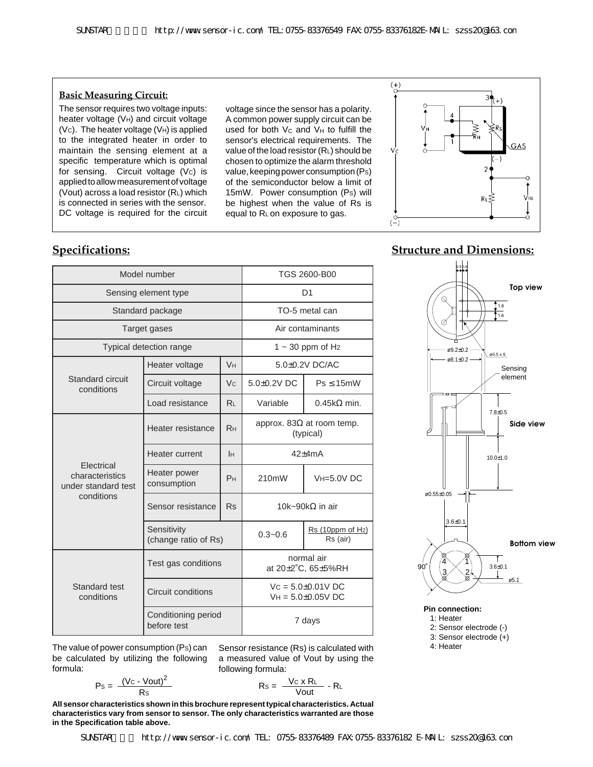**Basic Measuring Circuit:**

The sensor requires two voltage inputs: heater voltage ($V_H$) and circuit voltage ($V_C$). The heater voltage ($V_H$) is applied to the integrated heater in order to maintain the sensing element at a specific temperature which is optimal for sensing. Circuit voltage ($V_C$) is applied to allow measurement of voltage (Vout) across a load resistor ($R_L$) which is connected in series with the sensor. DC voltage is required for the circuit voltage since the sensor has a polarity. A common power supply circuit can be used for both $V_C$ and $V_H$ to fulfill the sensor's electrical requirements. The value of the load resistor ($R_L$) should be chosen to optimize the alarm threshold value, keeping power consumption ($P_S$) of the semiconductor below a limit of 15mW. Power consumption ($P_S$) will be highest when the value of Rs is equal to $R_L$ on exposure to gas.

(+)
3 (+)
4
$V_H$
$R_H$
$R_S$
1
GAS
$V_C$
(−)
2
$R_L$
$V_{RL}$
(−)

## Specifications:

| Model number | | | TGS 2600-B00 | |
|---|---|---|---|---|
| Sensing element type | | | D1 | |
| Standard package | | | TO-5 metal can | |
| Target gases | | | Air contaminants | |
| Typical detection range | | | 1 ~ 30 ppm of $H_2$ | |
| Standard circuit conditions | Heater voltage | $V_H$ | 5.0±0.2V DC/AC | |
| | Circuit voltage | $V_C$ | 5.0±0.2V DC | Ps ≤ 15mW |
| | Load resistance | $R_L$ | Variable | 0.45kΩ min. |
| Electrical characteristics under standard test conditions | Heater resistance | $R_H$ | approx. 83Ω at room temp. (typical) | |
| | Heater current | $I_H$ | 42±4mA | |
| | Heater power consumption | $P_H$ | 210mW | $V_H$=5.0V DC |
| | Sensor resistance | Rs | 10k~90kΩ in air | |
| | Sensitivity (change ratio of Rs) | | 0.3~0.6 | Rs (10ppm of $H_2$) / Rs (air) |
| Standard test conditions | Test gas conditions | | normal air at 20±2°C, 65±5%RH | |
| | Circuit conditions | | $V_C$ = 5.0±0.01V DC, $V_H$ = 5.0±0.05V DC | |
| | Conditioning period before test | | 7 days | |

The value of power consumption ($P_S$) can be calculated by utilizing the following formula:

$$P_S = \frac{(V_C - Vout)^2}{R_S}$$

Sensor resistance (Rs) is calculated with a measured value of Vout by using the following formula:

$$R_S = \frac{V_C \times R_L}{Vout} - R_L$$

**All sensor characteristics shown in this brochure represent typical characteristics. Actual characteristics vary from sensor to sensor. The only characteristics warranted are those in the Specification table above.**

## Structure and Dimensions:

0.9 0.9

**Top view**

1.6
1.6
ø9.2±0.2
ø8.1±0.2
ø0.5 x 6

Sensing element

7.8±0.5

**Side view**

10.0±1.0
ø0.55±0.05
3.6±0.1

**Bottom view**

90°
4 1
3 2
3.6±0.1
ø5.1

**Pin connection:**

1: Heater
2: Sensor electrode (-)
3: Sensor electrode (+)
4: Heater